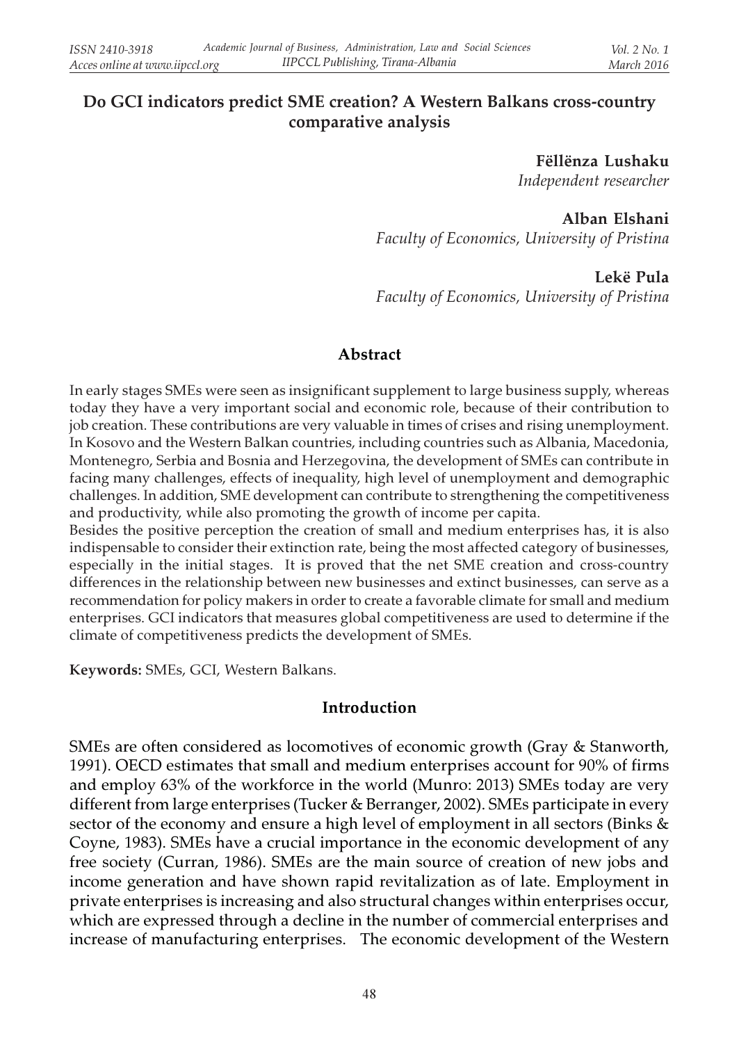# Do GCI indicators predict SME creation? A Western Balkans cross-country comparative analysis

**Fëllënza Lushaku**
*Independent researcher*

**Alban Elshani**
*Faculty of Economics, University of Pristina*

**Lekë Pula**
*Faculty of Economics, University of Pristina*

## Abstract

In early stages SMEs were seen as insignificant supplement to large business supply, whereas today they have a very important social and economic role, because of their contribution to job creation. These contributions are very valuable in times of crises and rising unemployment. In Kosovo and the Western Balkan countries, including countries such as Albania, Macedonia, Montenegro, Serbia and Bosnia and Herzegovina, the development of SMEs can contribute in facing many challenges, effects of inequality, high level of unemployment and demographic challenges. In addition, SME development can contribute to strengthening the competitiveness and productivity, while also promoting the growth of income per capita.

Besides the positive perception the creation of small and medium enterprises has, it is also indispensable to consider their extinction rate, being the most affected category of businesses, especially in the initial stages. It is proved that the net SME creation and cross-country differences in the relationship between new businesses and extinct businesses, can serve as a recommendation for policy makers in order to create a favorable climate for small and medium enterprises. GCI indicators that measures global competitiveness are used to determine if the climate of competitiveness predicts the development of SMEs.

**Keywords:** SMEs, GCI, Western Balkans.

## Introduction

SMEs are often considered as locomotives of economic growth (Gray & Stanworth, 1991). OECD estimates that small and medium enterprises account for 90% of firms and employ 63% of the workforce in the world (Munro: 2013) SMEs today are very different from large enterprises (Tucker & Berranger, 2002). SMEs participate in every sector of the economy and ensure a high level of employment in all sectors (Binks & Coyne, 1983). SMEs have a crucial importance in the economic development of any free society (Curran, 1986). SMEs are the main source of creation of new jobs and income generation and have shown rapid revitalization as of late. Employment in private enterprises is increasing and also structural changes within enterprises occur, which are expressed through a decline in the number of commercial enterprises and increase of manufacturing enterprises. The economic development of the Western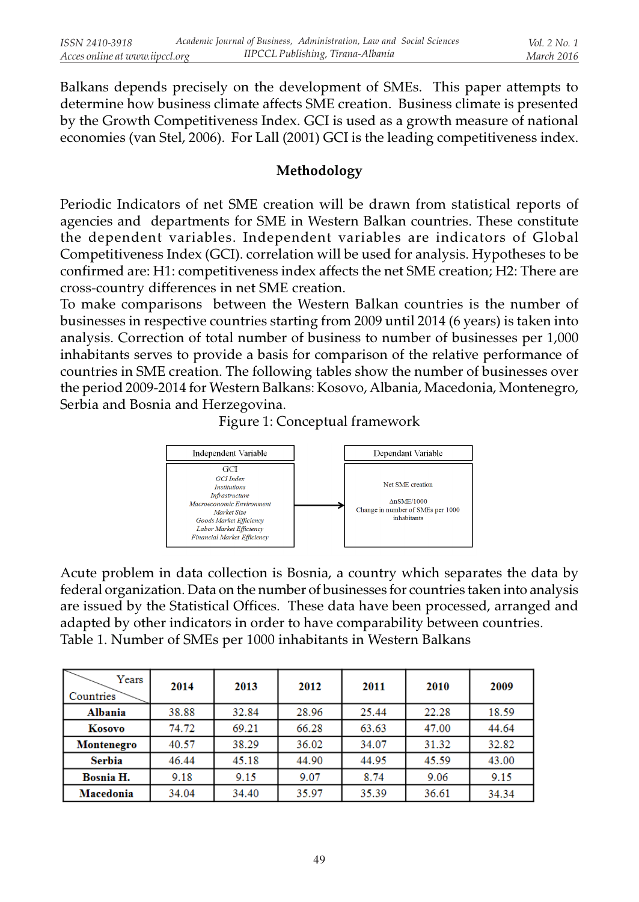Balkans depends precisely on the development of SMEs. This paper attempts to determine how business climate affects SME creation. Business climate is presented by the Growth Competitiveness Index. GCI is used as a growth measure of national economies (van Stel, 2006). For Lall (2001) GCI is the leading competitiveness index.

## Methodology

Periodic Indicators of net SME creation will be drawn from statistical reports of agencies and departments for SME in Western Balkan countries. These constitute the dependent variables. Independent variables are indicators of Global Competitiveness Index (GCI). correlation will be used for analysis. Hypotheses to be confirmed are: H1: competitiveness index affects the net SME creation; H2: There are cross-country differences in net SME creation.

To make comparisons between the Western Balkan countries is the number of businesses in respective countries starting from 2009 until 2014 (6 years) is taken into analysis. Correction of total number of business to number of businesses per 1,000 inhabitants serves to provide a basis for comparison of the relative performance of countries in SME creation. The following tables show the number of businesses over the period 2009-2014 for Western Balkans: Kosovo, Albania, Macedonia, Montenegro, Serbia and Bosnia and Herzegovina.

Figure 1: Conceptual framework

| Independent Variable | | Dependant Variable |
|---|---|---|
| GCI<br>*GCI Index*<br>*Institutions*<br>*Infrastructure*<br>*Macroeconomic Environment*<br>*Market Size*<br>*Goods Market Efficiency*<br>*Labor Market Efficiency*<br>*Financial Market Efficiency* | → | Net SME creation<br><br>ΔnSME/1000<br>Change in number of SMEs per 1000 inhabitants |

Acute problem in data collection is Bosnia, a country which separates the data by federal organization. Data on the number of businesses for countries taken into analysis are issued by the Statistical Offices. These data have been processed, arranged and adapted by other indicators in order to have comparability between countries.

Table 1. Number of SMEs per 1000 inhabitants in Western Balkans

| Countries \ Years | 2014 | 2013 | 2012 | 2011 | 2010 | 2009 |
|---|---|---|---|---|---|---|
| **Albania** | 38.88 | 32.84 | 28.96 | 25.44 | 22.28 | 18.59 |
| **Kosovo** | 74.72 | 69.21 | 66.28 | 63.63 | 47.00 | 44.64 |
| **Montenegro** | 40.57 | 38.29 | 36.02 | 34.07 | 31.32 | 32.82 |
| **Serbia** | 46.44 | 45.18 | 44.90 | 44.95 | 45.59 | 43.00 |
| **Bosnia H.** | 9.18 | 9.15 | 9.07 | 8.74 | 9.06 | 9.15 |
| **Macedonia** | 34.04 | 34.40 | 35.97 | 35.39 | 36.61 | 34.34 |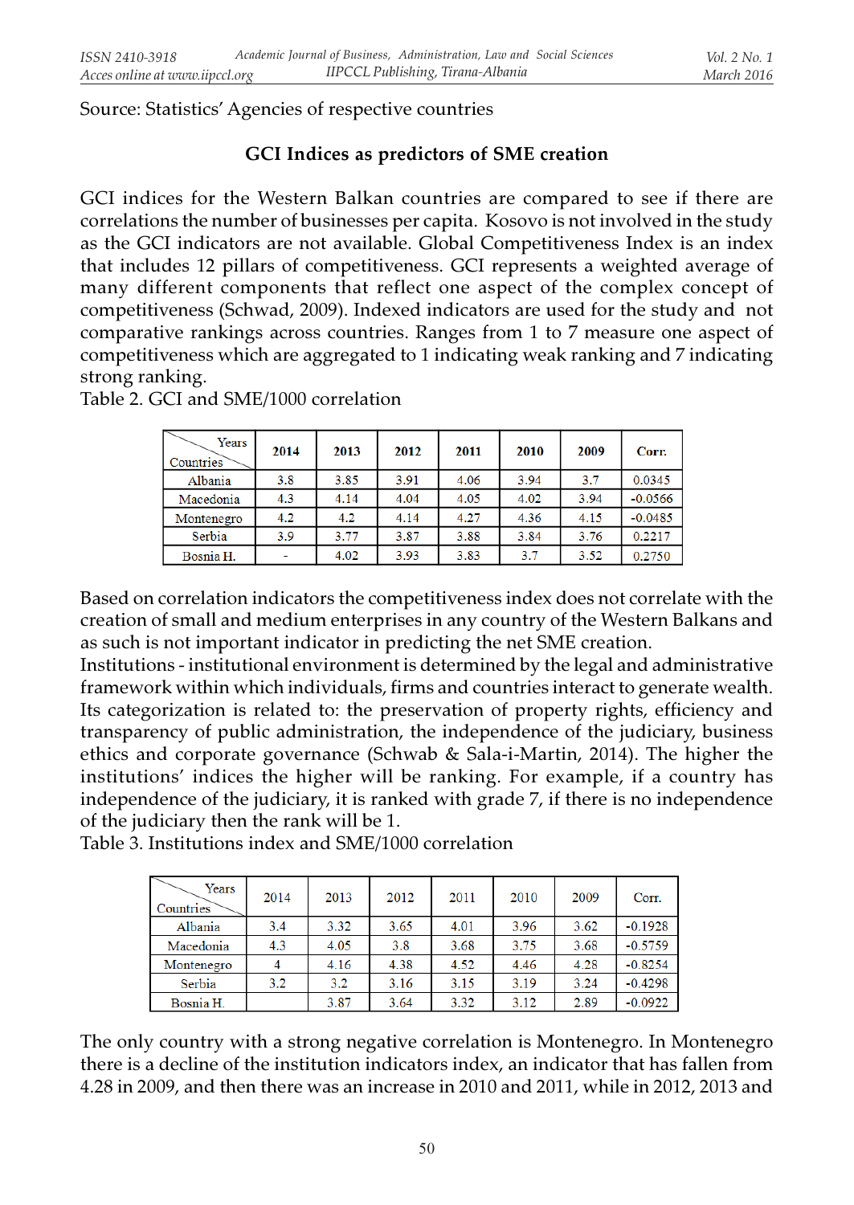Source: Statistics' Agencies of respective countries

## GCI Indices as predictors of SME creation

GCI indices for the Western Balkan countries are compared to see if there are correlations the number of businesses per capita. Kosovo is not involved in the study as the GCI indicators are not available. Global Competitiveness Index is an index that includes 12 pillars of competitiveness. GCI represents a weighted average of many different components that reflect one aspect of the complex concept of competitiveness (Schwad, 2009). Indexed indicators are used for the study and not comparative rankings across countries. Ranges from 1 to 7 measure one aspect of competitiveness which are aggregated to 1 indicating weak ranking and 7 indicating strong ranking.

Table 2. GCI and SME/1000 correlation

| Countries \ Years | 2014 | 2013 | 2012 | 2011 | 2010 | 2009 | Corr. |
|---|---|---|---|---|---|---|---|
| Albania | 3.8 | 3.85 | 3.91 | 4.06 | 3.94 | 3.7 | 0.0345 |
| Macedonia | 4.3 | 4.14 | 4.04 | 4.05 | 4.02 | 3.94 | -0.0566 |
| Montenegro | 4.2 | 4.2 | 4.14 | 4.27 | 4.36 | 4.15 | -0.0485 |
| Serbia | 3.9 | 3.77 | 3.87 | 3.88 | 3.84 | 3.76 | 0.2217 |
| Bosnia H. | - | 4.02 | 3.93 | 3.83 | 3.7 | 3.52 | 0.2750 |

Based on correlation indicators the competitiveness index does not correlate with the creation of small and medium enterprises in any country of the Western Balkans and as such is not important indicator in predicting the net SME creation.

Institutions - institutional environment is determined by the legal and administrative framework within which individuals, firms and countries interact to generate wealth. Its categorization is related to: the preservation of property rights, efficiency and transparency of public administration, the independence of the judiciary, business ethics and corporate governance (Schwab & Sala-i-Martin, 2014). The higher the institutions' indices the higher will be ranking. For example, if a country has independence of the judiciary, it is ranked with grade 7, if there is no independence of the judiciary then the rank will be 1.

Table 3. Institutions index and SME/1000 correlation

| Countries \ Years | 2014 | 2013 | 2012 | 2011 | 2010 | 2009 | Corr. |
|---|---|---|---|---|---|---|---|
| Albania | 3.4 | 3.32 | 3.65 | 4.01 | 3.96 | 3.62 | -0.1928 |
| Macedonia | 4.3 | 4.05 | 3.8 | 3.68 | 3.75 | 3.68 | -0.5759 |
| Montenegro | 4 | 4.16 | 4.38 | 4.52 | 4.46 | 4.28 | -0.8254 |
| Serbia | 3.2 | 3.2 | 3.16 | 3.15 | 3.19 | 3.24 | -0.4298 |
| Bosnia H. | | 3.87 | 3.64 | 3.32 | 3.12 | 2.89 | -0.0922 |

The only country with a strong negative correlation is Montenegro. In Montenegro there is a decline of the institution indicators index, an indicator that has fallen from 4.28 in 2009, and then there was an increase in 2010 and 2011, while in 2012, 2013 and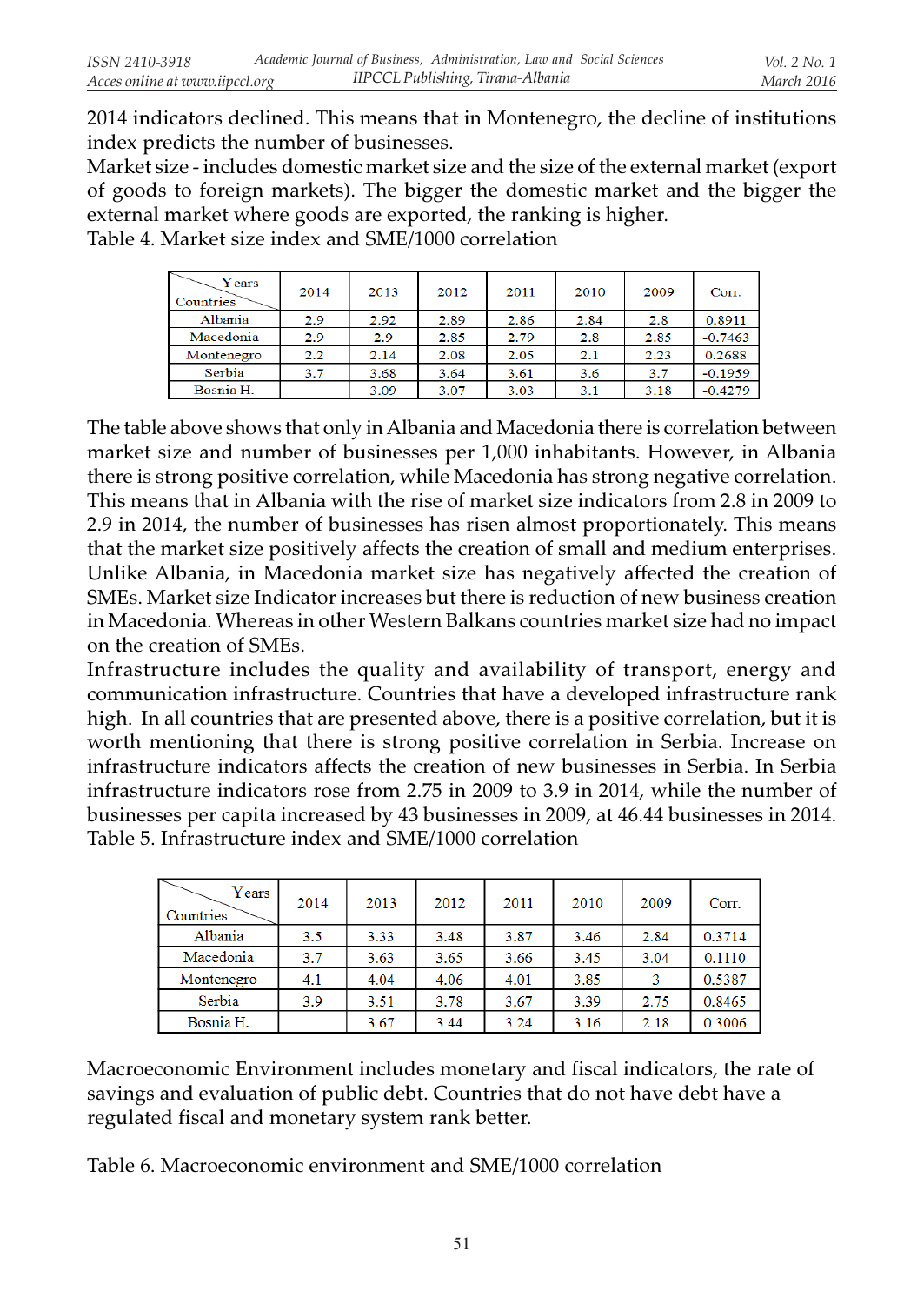2014 indicators declined. This means that in Montenegro, the decline of institutions index predicts the number of businesses.

Market size - includes domestic market size and the size of the external market (export of goods to foreign markets). The bigger the domestic market and the bigger the external market where goods are exported, the ranking is higher.

Table 4. Market size index and SME/1000 correlation

| Years / Countries | 2014 | 2013 | 2012 | 2011 | 2010 | 2009 | Corr. |
|---|---|---|---|---|---|---|---|
| Albania | 2.9 | 2.92 | 2.89 | 2.86 | 2.84 | 2.8 | 0.8911 |
| Macedonia | 2.9 | 2.9 | 2.85 | 2.79 | 2.8 | 2.85 | -0.7463 |
| Montenegro | 2.2 | 2.14 | 2.08 | 2.05 | 2.1 | 2.23 | 0.2688 |
| Serbia | 3.7 | 3.68 | 3.64 | 3.61 | 3.6 | 3.7 | -0.1959 |
| Bosnia H. | | 3.09 | 3.07 | 3.03 | 3.1 | 3.18 | -0.4279 |

The table above shows that only in Albania and Macedonia there is correlation between market size and number of businesses per 1,000 inhabitants. However, in Albania there is strong positive correlation, while Macedonia has strong negative correlation. This means that in Albania with the rise of market size indicators from 2.8 in 2009 to 2.9 in 2014, the number of businesses has risen almost proportionately. This means that the market size positively affects the creation of small and medium enterprises. Unlike Albania, in Macedonia market size has negatively affected the creation of SMEs. Market size Indicator increases but there is reduction of new business creation in Macedonia. Whereas in other Western Balkans countries market size had no impact on the creation of SMEs.

Infrastructure includes the quality and availability of transport, energy and communication infrastructure. Countries that have a developed infrastructure rank high. In all countries that are presented above, there is a positive correlation, but it is worth mentioning that there is strong positive correlation in Serbia. Increase on infrastructure indicators affects the creation of new businesses in Serbia. In Serbia infrastructure indicators rose from 2.75 in 2009 to 3.9 in 2014, while the number of businesses per capita increased by 43 businesses in 2009, at 46.44 businesses in 2014.

Table 5. Infrastructure index and SME/1000 correlation

| Years / Countries | 2014 | 2013 | 2012 | 2011 | 2010 | 2009 | Corr. |
|---|---|---|---|---|---|---|---|
| Albania | 3.5 | 3.33 | 3.48 | 3.87 | 3.46 | 2.84 | 0.3714 |
| Macedonia | 3.7 | 3.63 | 3.65 | 3.66 | 3.45 | 3.04 | 0.1110 |
| Montenegro | 4.1 | 4.04 | 4.06 | 4.01 | 3.85 | 3 | 0.5387 |
| Serbia | 3.9 | 3.51 | 3.78 | 3.67 | 3.39 | 2.75 | 0.8465 |
| Bosnia H. | | 3.67 | 3.44 | 3.24 | 3.16 | 2.18 | 0.3006 |

Macroeconomic Environment includes monetary and fiscal indicators, the rate of savings and evaluation of public debt. Countries that do not have debt have a regulated fiscal and monetary system rank better.

Table 6. Macroeconomic environment and SME/1000 correlation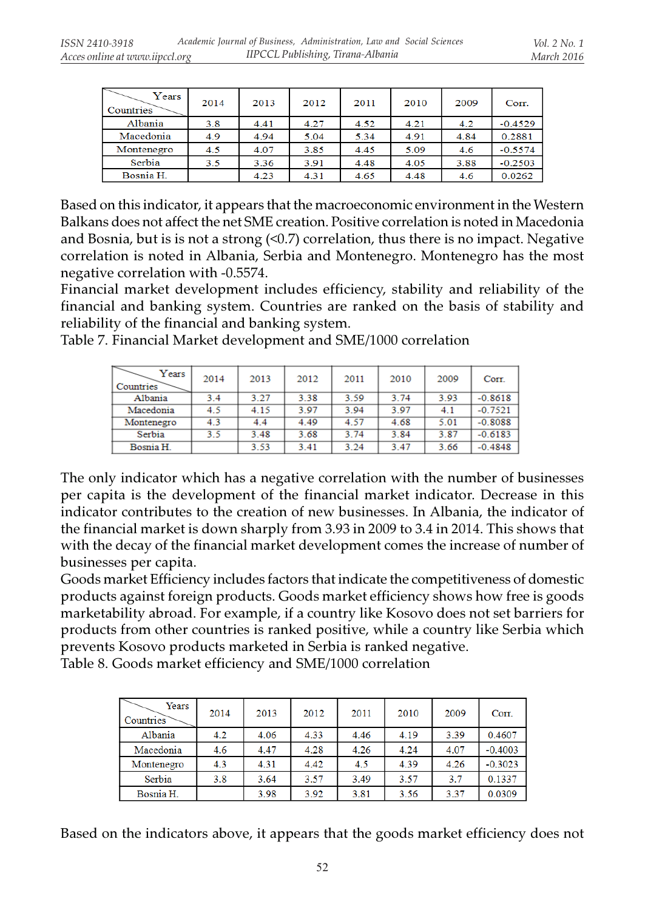| Years / Countries | 2014 | 2013 | 2012 | 2011 | 2010 | 2009 | Corr. |
|---|---|---|---|---|---|---|---|
| Albania | 3.8 | 4.41 | 4.27 | 4.52 | 4.21 | 4.2 | -0.4529 |
| Macedonia | 4.9 | 4.94 | 5.04 | 5.34 | 4.91 | 4.84 | 0.2881 |
| Montenegro | 4.5 | 4.07 | 3.85 | 4.45 | 5.09 | 4.6 | -0.5574 |
| Serbia | 3.5 | 3.36 | 3.91 | 4.48 | 4.05 | 3.88 | -0.2503 |
| Bosnia H. | | 4.23 | 4.31 | 4.65 | 4.48 | 4.6 | 0.0262 |

Based on this indicator, it appears that the macroeconomic environment in the Western Balkans does not affect the net SME creation. Positive correlation is noted in Macedonia and Bosnia, but is is not a strong (<0.7) correlation, thus there is no impact. Negative correlation is noted in Albania, Serbia and Montenegro. Montenegro has the most negative correlation with -0.5574.

Financial market development includes efficiency, stability and reliability of the financial and banking system. Countries are ranked on the basis of stability and reliability of the financial and banking system.

Table 7. Financial Market development and SME/1000 correlation

| Years / Countries | 2014 | 2013 | 2012 | 2011 | 2010 | 2009 | Corr. |
|---|---|---|---|---|---|---|---|
| Albania | 3.4 | 3.27 | 3.38 | 3.59 | 3.74 | 3.93 | -0.8618 |
| Macedonia | 4.5 | 4.15 | 3.97 | 3.94 | 3.97 | 4.1 | -0.7521 |
| Montenegro | 4.3 | 4.4 | 4.49 | 4.57 | 4.68 | 5.01 | -0.8088 |
| Serbia | 3.5 | 3.48 | 3.68 | 3.74 | 3.84 | 3.87 | -0.6183 |
| Bosnia H. | | 3.53 | 3.41 | 3.24 | 3.47 | 3.66 | -0.4848 |

The only indicator which has a negative correlation with the number of businesses per capita is the development of the financial market indicator. Decrease in this indicator contributes to the creation of new businesses. In Albania, the indicator of the financial market is down sharply from 3.93 in 2009 to 3.4 in 2014. This shows that with the decay of the financial market development comes the increase of number of businesses per capita.

Goods market Efficiency includes factors that indicate the competitiveness of domestic products against foreign products. Goods market efficiency shows how free is goods marketability abroad. For example, if a country like Kosovo does not set barriers for products from other countries is ranked positive, while a country like Serbia which prevents Kosovo products marketed in Serbia is ranked negative.

Table 8. Goods market efficiency and SME/1000 correlation

| Years / Countries | 2014 | 2013 | 2012 | 2011 | 2010 | 2009 | Corr. |
|---|---|---|---|---|---|---|---|
| Albania | 4.2 | 4.06 | 4.33 | 4.46 | 4.19 | 3.39 | 0.4607 |
| Macedonia | 4.6 | 4.47 | 4.28 | 4.26 | 4.24 | 4.07 | -0.4003 |
| Montenegro | 4.3 | 4.31 | 4.42 | 4.5 | 4.39 | 4.26 | -0.3023 |
| Serbia | 3.8 | 3.64 | 3.57 | 3.49 | 3.57 | 3.7 | 0.1337 |
| Bosnia H. | | 3.98 | 3.92 | 3.81 | 3.56 | 3.37 | 0.0309 |

Based on the indicators above, it appears that the goods market efficiency does not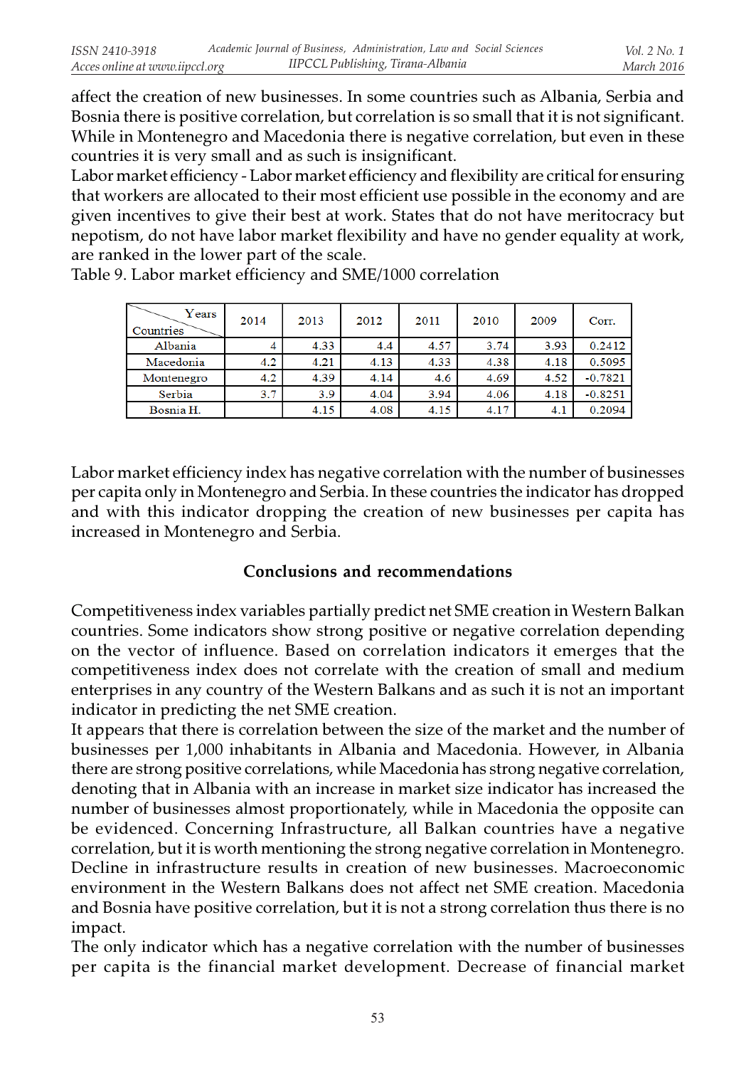affect the creation of new businesses. In some countries such as Albania, Serbia and Bosnia there is positive correlation, but correlation is so small that it is not significant. While in Montenegro and Macedonia there is negative correlation, but even in these countries it is very small and as such is insignificant.

Labor market efficiency - Labor market efficiency and flexibility are critical for ensuring that workers are allocated to their most efficient use possible in the economy and are given incentives to give their best at work. States that do not have meritocracy but nepotism, do not have labor market flexibility and have no gender equality at work, are ranked in the lower part of the scale.

Table 9. Labor market efficiency and SME/1000 correlation

| Countries \ Years | 2014 | 2013 | 2012 | 2011 | 2010 | 2009 | Corr. |
|---|---|---|---|---|---|---|---|
| Albania | 4 | 4.33 | 4.4 | 4.57 | 3.74 | 3.93 | 0.2412 |
| Macedonia | 4.2 | 4.21 | 4.13 | 4.33 | 4.38 | 4.18 | 0.5095 |
| Montenegro | 4.2 | 4.39 | 4.14 | 4.6 | 4.69 | 4.52 | -0.7821 |
| Serbia | 3.7 | 3.9 | 4.04 | 3.94 | 4.06 | 4.18 | -0.8251 |
| Bosnia H. | | 4.15 | 4.08 | 4.15 | 4.17 | 4.1 | 0.2094 |

Labor market efficiency index has negative correlation with the number of businesses per capita only in Montenegro and Serbia. In these countries the indicator has dropped and with this indicator dropping the creation of new businesses per capita has increased in Montenegro and Serbia.

## Conclusions and recommendations

Competitiveness index variables partially predict net SME creation in Western Balkan countries. Some indicators show strong positive or negative correlation depending on the vector of influence. Based on correlation indicators it emerges that the competitiveness index does not correlate with the creation of small and medium enterprises in any country of the Western Balkans and as such it is not an important indicator in predicting the net SME creation.

It appears that there is correlation between the size of the market and the number of businesses per 1,000 inhabitants in Albania and Macedonia. However, in Albania there are strong positive correlations, while Macedonia has strong negative correlation, denoting that in Albania with an increase in market size indicator has increased the number of businesses almost proportionately, while in Macedonia the opposite can be evidenced. Concerning Infrastructure, all Balkan countries have a negative correlation, but it is worth mentioning the strong negative correlation in Montenegro. Decline in infrastructure results in creation of new businesses. Macroeconomic environment in the Western Balkans does not affect net SME creation. Macedonia and Bosnia have positive correlation, but it is not a strong correlation thus there is no impact.

The only indicator which has a negative correlation with the number of businesses per capita is the financial market development. Decrease of financial market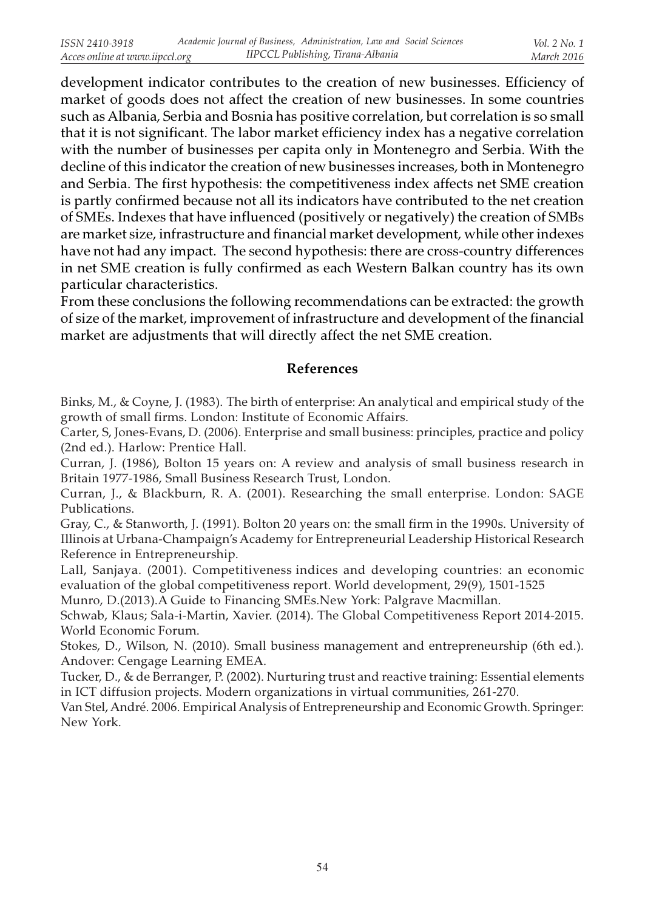development indicator contributes to the creation of new businesses. Efficiency of market of goods does not affect the creation of new businesses. In some countries such as Albania, Serbia and Bosnia has positive correlation, but correlation is so small that it is not significant. The labor market efficiency index has a negative correlation with the number of businesses per capita only in Montenegro and Serbia. With the decline of this indicator the creation of new businesses increases, both in Montenegro and Serbia. The first hypothesis: the competitiveness index affects net SME creation is partly confirmed because not all its indicators have contributed to the net creation of SMEs. Indexes that have influenced (positively or negatively) the creation of SMBs are market size, infrastructure and financial market development, while other indexes have not had any impact. The second hypothesis: there are cross-country differences in net SME creation is fully confirmed as each Western Balkan country has its own particular characteristics.

From these conclusions the following recommendations can be extracted: the growth of size of the market, improvement of infrastructure and development of the financial market are adjustments that will directly affect the net SME creation.

## References

Binks, M., & Coyne, J. (1983). The birth of enterprise: An analytical and empirical study of the growth of small firms. London: Institute of Economic Affairs.

Carter, S, Jones-Evans, D. (2006). Enterprise and small business: principles, practice and policy (2nd ed.). Harlow: Prentice Hall.

Curran, J. (1986), Bolton 15 years on: A review and analysis of small business research in Britain 1977-1986, Small Business Research Trust, London.

Curran, J., & Blackburn, R. A. (2001). Researching the small enterprise. London: SAGE Publications.

Gray, C., & Stanworth, J. (1991). Bolton 20 years on: the small firm in the 1990s. University of Illinois at Urbana-Champaign's Academy for Entrepreneurial Leadership Historical Research Reference in Entrepreneurship.

Lall, Sanjaya. (2001). Competitiveness indices and developing countries: an economic evaluation of the global competitiveness report. World development, 29(9), 1501-1525

Munro, D.(2013).A Guide to Financing SMEs.New York: Palgrave Macmillan.

Schwab, Klaus; Sala-i-Martin, Xavier. (2014). The Global Competitiveness Report 2014-2015. World Economic Forum.

Stokes, D., Wilson, N. (2010). Small business management and entrepreneurship (6th ed.). Andover: Cengage Learning EMEA.

Tucker, D., & de Berranger, P. (2002). Nurturing trust and reactive training: Essential elements in ICT diffusion projects. Modern organizations in virtual communities, 261-270.

Van Stel, André. 2006. Empirical Analysis of Entrepreneurship and Economic Growth. Springer: New York.